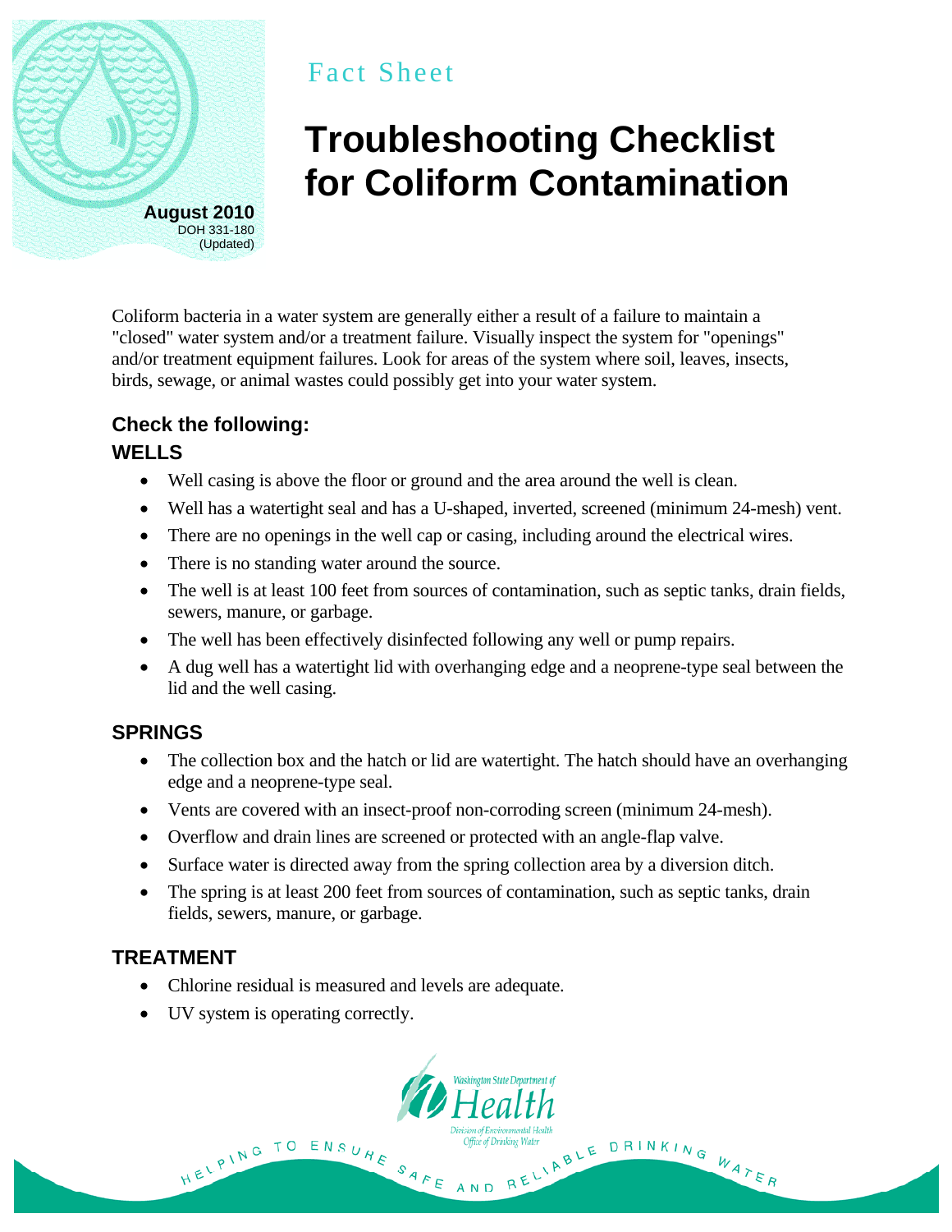Fact Sheet

# Troubleshooting Checklist for Coliform Contamination

**August 2010**
DOH 331-180
(Updated)

Coliform bacteria in a water system are generally either a result of a failure to maintain a "closed" water system and/or a treatment failure. Visually inspect the system for "openings" and/or treatment equipment failures. Look for areas of the system where soil, leaves, insects, birds, sewage, or animal wastes could possibly get into your water system.

## Check the following:

### WELLS

- Well casing is above the floor or ground and the area around the well is clean.
- Well has a watertight seal and has a U-shaped, inverted, screened (minimum 24-mesh) vent.
- There are no openings in the well cap or casing, including around the electrical wires.
- There is no standing water around the source.
- The well is at least 100 feet from sources of contamination, such as septic tanks, drain fields, sewers, manure, or garbage.
- The well has been effectively disinfected following any well or pump repairs.
- A dug well has a watertight lid with overhanging edge and a neoprene-type seal between the lid and the well casing.

### SPRINGS

- The collection box and the hatch or lid are watertight. The hatch should have an overhanging edge and a neoprene-type seal.
- Vents are covered with an insect-proof non-corroding screen (minimum 24-mesh).
- Overflow and drain lines are screened or protected with an angle-flap valve.
- Surface water is directed away from the spring collection area by a diversion ditch.
- The spring is at least 200 feet from sources of contamination, such as septic tanks, drain fields, sewers, manure, or garbage.

### TREATMENT

- Chlorine residual is measured and levels are adequate.
- UV system is operating correctly.

Washington State Department of Health
Division of Environmental Health
Office of Drinking Water

HELPING TO ENSURE SAFE AND RELIABLE DRINKING WATER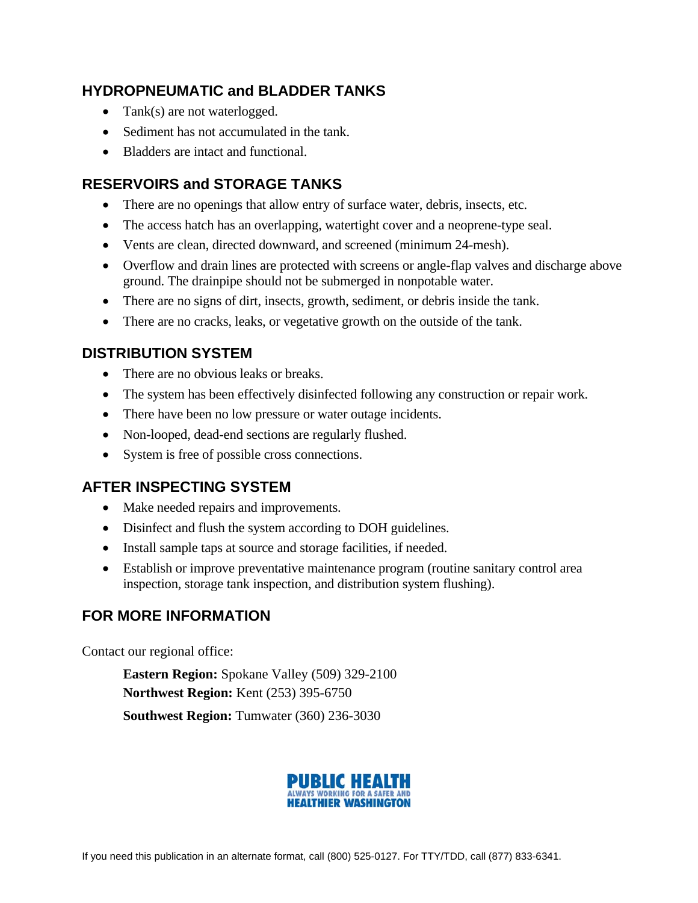## HYDROPNEUMATIC and BLADDER TANKS

- Tank(s) are not waterlogged.
- Sediment has not accumulated in the tank.
- Bladders are intact and functional.

## RESERVOIRS and STORAGE TANKS

- There are no openings that allow entry of surface water, debris, insects, etc.
- The access hatch has an overlapping, watertight cover and a neoprene-type seal.
- Vents are clean, directed downward, and screened (minimum 24-mesh).
- Overflow and drain lines are protected with screens or angle-flap valves and discharge above ground. The drainpipe should not be submerged in nonpotable water.
- There are no signs of dirt, insects, growth, sediment, or debris inside the tank.
- There are no cracks, leaks, or vegetative growth on the outside of the tank.

## DISTRIBUTION SYSTEM

- There are no obvious leaks or breaks.
- The system has been effectively disinfected following any construction or repair work.
- There have been no low pressure or water outage incidents.
- Non-looped, dead-end sections are regularly flushed.
- System is free of possible cross connections.

## AFTER INSPECTING SYSTEM

- Make needed repairs and improvements.
- Disinfect and flush the system according to DOH guidelines.
- Install sample taps at source and storage facilities, if needed.
- Establish or improve preventative maintenance program (routine sanitary control area inspection, storage tank inspection, and distribution system flushing).

## FOR MORE INFORMATION

Contact our regional office:

**Eastern Region:** Spokane Valley (509) 329-2100
**Northwest Region:** Kent (253) 395-6750
**Southwest Region:** Tumwater (360) 236-3030

PUBLIC HEALTH
ALWAYS WORKING FOR A SAFER AND
HEALTHIER WASHINGTON

If you need this publication in an alternate format, call (800) 525-0127. For TTY/TDD, call (877) 833-6341.